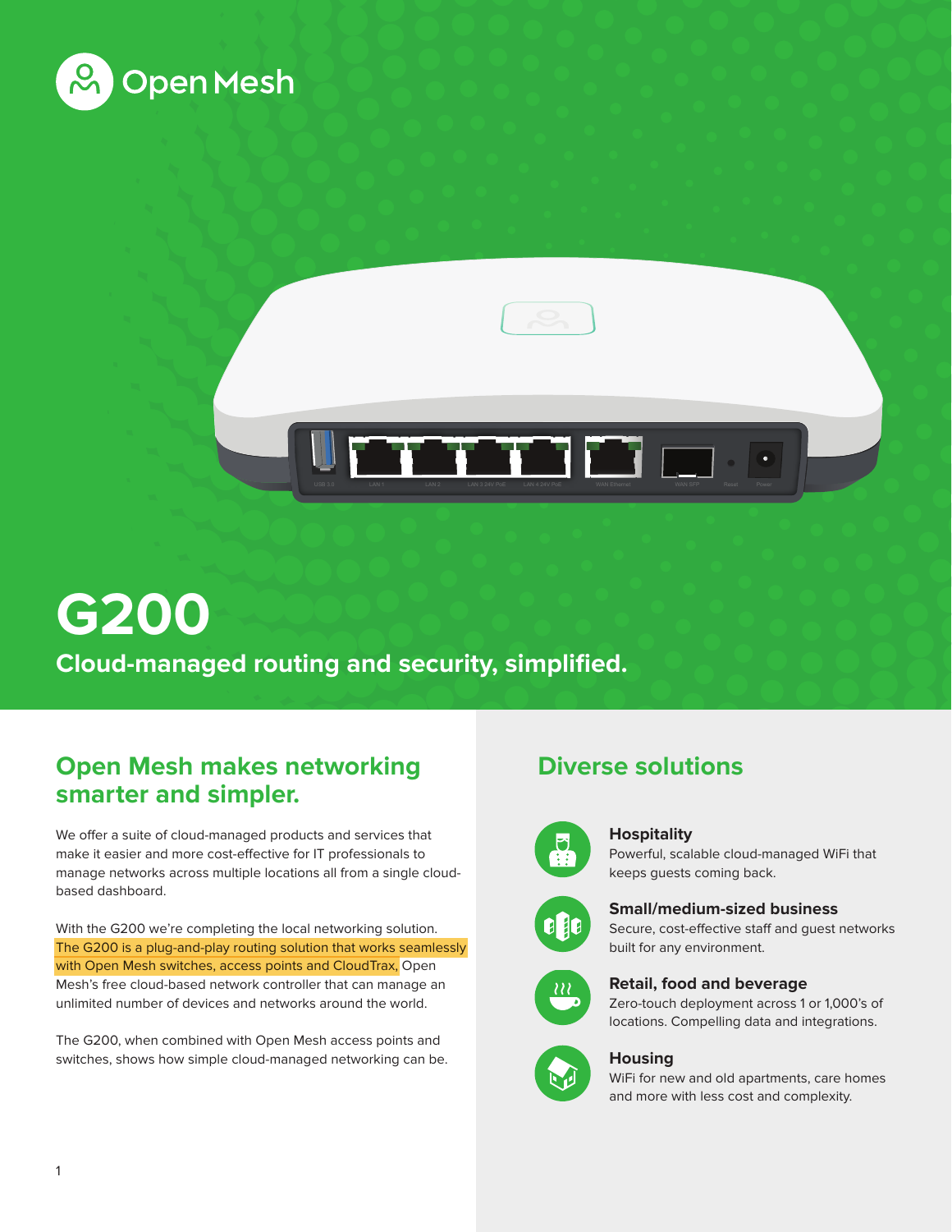Open Mesh

# G200

## Cloud-managed routing and security, simplified.

## Open Mesh makes networking smarter and simpler.

We offer a suite of cloud-managed products and services that make it easier and more cost-effective for IT professionals to manage networks across multiple locations all from a single cloud-based dashboard.

With the G200 we're completing the local networking solution. The G200 is a plug-and-play routing solution that works seamlessly with Open Mesh switches, access points and CloudTrax, Open Mesh's free cloud-based network controller that can manage an unlimited number of devices and networks around the world.

The G200, when combined with Open Mesh access points and switches, shows how simple cloud-managed networking can be.

## Diverse solutions

**Hospitality**
Powerful, scalable cloud-managed WiFi that keeps guests coming back.

**Small/medium-sized business**
Secure, cost-effective staff and guest networks built for any environment.

**Retail, food and beverage**
Zero-touch deployment across 1 or 1,000's of locations. Compelling data and integrations.

**Housing**
WiFi for new and old apartments, care homes and more with less cost and complexity.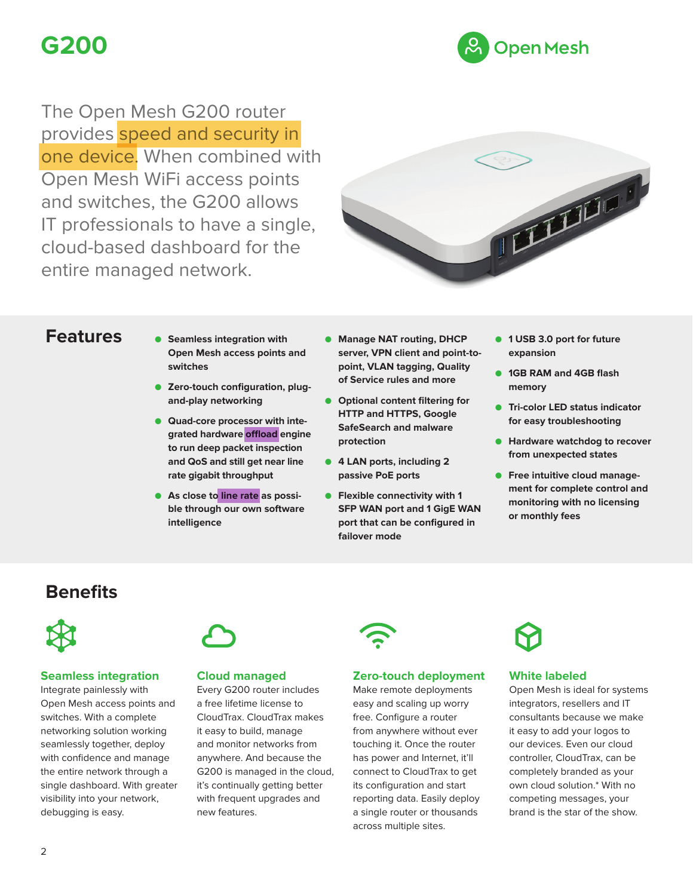# G200

The Open Mesh G200 router provides speed and security in one device. When combined with Open Mesh WiFi access points and switches, the G200 allows IT professionals to have a single, cloud-based dashboard for the entire managed network.

## Features

- Seamless integration with Open Mesh access points and switches
- Zero-touch configuration, plug-and-play networking
- Quad-core processor with integrated hardware offload engine to run deep packet inspection and QoS and still get near line rate gigabit throughput
- As close to line rate as possible through our own software intelligence
- Manage NAT routing, DHCP server, VPN client and point-to-point, VLAN tagging, Quality of Service rules and more
- Optional content filtering for HTTP and HTTPS, Google SafeSearch and malware protection
- 4 LAN ports, including 2 passive PoE ports
- Flexible connectivity with 1 SFP WAN port and 1 GigE WAN port that can be configured in failover mode
- 1 USB 3.0 port for future expansion
- 1GB RAM and 4GB flash memory
- Tri-color LED status indicator for easy troubleshooting
- Hardware watchdog to recover from unexpected states
- Free intuitive cloud management for complete control and monitoring with no licensing or monthly fees

## Benefits

### Seamless integration

Integrate painlessly with Open Mesh access points and switches. With a complete networking solution working seamlessly together, deploy with confidence and manage the entire network through a single dashboard. With greater visibility into your network, debugging is easy.

### Cloud managed

Every G200 router includes a free lifetime license to CloudTrax. CloudTrax makes it easy to build, manage and monitor networks from anywhere. And because the G200 is managed in the cloud, it's continually getting better with frequent upgrades and new features.

### Zero-touch deployment

Make remote deployments easy and scaling up worry free. Configure a router from anywhere without ever touching it. Once the router has power and Internet, it'll connect to CloudTrax to get its configuration and start reporting data. Easily deploy a single router or thousands across multiple sites.

### White labeled

Open Mesh is ideal for systems integrators, resellers and IT consultants because we make it easy to add your logos to our devices. Even our cloud controller, CloudTrax, can be completely branded as your own cloud solution.* With no competing messages, your brand is the star of the show.